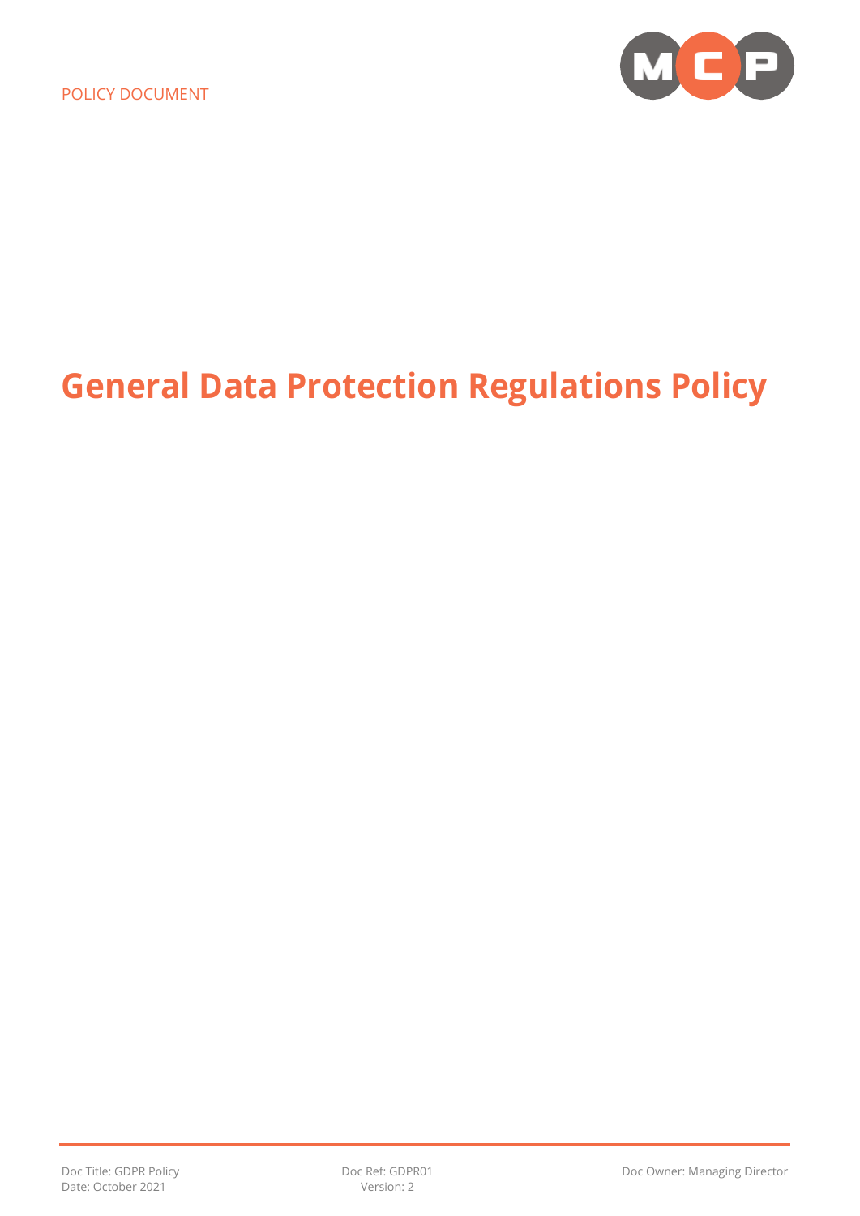POLICY DOCUMENT

# General Data Protection Regulations Policy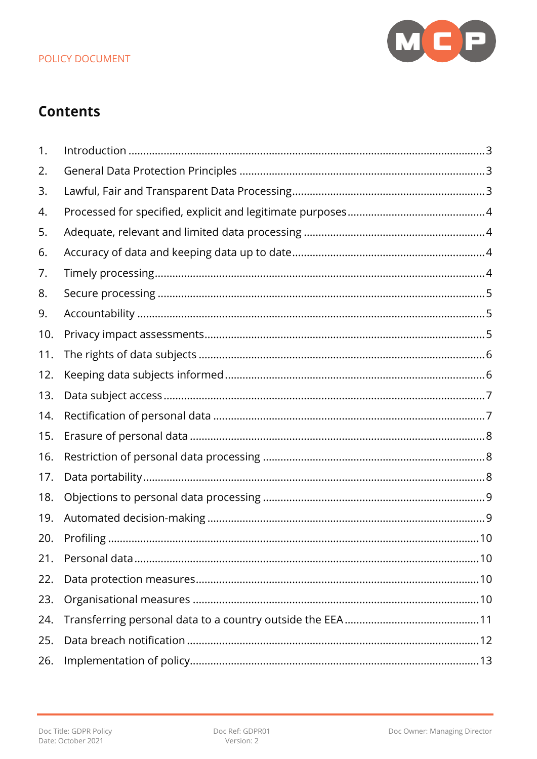## Contents

1. Introduction ....................................................................................................................3
2. General Data Protection Principles ................................................................................3
3. Lawful, Fair and Transparent Data Processing...............................................................3
4. Processed for specified, explicit and legitimate purposes ..............................................4
5. Adequate, relevant and limited data processing ............................................................4
6. Accuracy of data and keeping data up to date................................................................4
7. Timely processing...........................................................................................................4
8. Secure processing ..........................................................................................................5
9. Accountability .................................................................................................................5
10. Privacy impact assessments..........................................................................................5
11. The rights of data subjects .............................................................................................6
12. Keeping data subjects informed......................................................................................6
13. Data subject access ........................................................................................................7
14. Rectification of personal data .........................................................................................7
15. Erasure of personal data ................................................................................................8
16. Restriction of personal data processing .........................................................................8
17. Data portability................................................................................................................8
18. Objections to personal data processing .........................................................................9
19. Automated decision-making ...........................................................................................9
20. Profiling ........................................................................................................................10
21. Personal data................................................................................................................10
22. Data protection measures.............................................................................................10
23. Organisational measures ..............................................................................................10
24. Transferring personal data to a country outside the EEA ............................................11
25. Data breach notification ................................................................................................12
26. Implementation of policy...............................................................................................13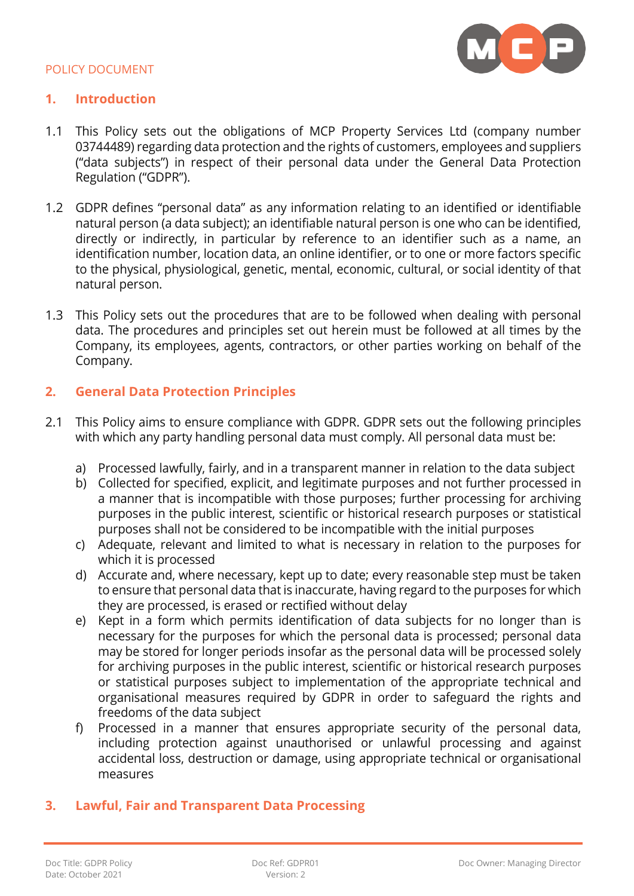## 1. Introduction

1.1 This Policy sets out the obligations of MCP Property Services Ltd (company number 03744489) regarding data protection and the rights of customers, employees and suppliers ("data subjects") in respect of their personal data under the General Data Protection Regulation ("GDPR").

1.2 GDPR defines "personal data" as any information relating to an identified or identifiable natural person (a data subject); an identifiable natural person is one who can be identified, directly or indirectly, in particular by reference to an identifier such as a name, an identification number, location data, an online identifier, or to one or more factors specific to the physical, physiological, genetic, mental, economic, cultural, or social identity of that natural person.

1.3 This Policy sets out the procedures that are to be followed when dealing with personal data. The procedures and principles set out herein must be followed at all times by the Company, its employees, agents, contractors, or other parties working on behalf of the Company.

## 2. General Data Protection Principles

2.1 This Policy aims to ensure compliance with GDPR. GDPR sets out the following principles with which any party handling personal data must comply. All personal data must be:

a) Processed lawfully, fairly, and in a transparent manner in relation to the data subject
b) Collected for specified, explicit, and legitimate purposes and not further processed in a manner that is incompatible with those purposes; further processing for archiving purposes in the public interest, scientific or historical research purposes or statistical purposes shall not be considered to be incompatible with the initial purposes
c) Adequate, relevant and limited to what is necessary in relation to the purposes for which it is processed
d) Accurate and, where necessary, kept up to date; every reasonable step must be taken to ensure that personal data that is inaccurate, having regard to the purposes for which they are processed, is erased or rectified without delay
e) Kept in a form which permits identification of data subjects for no longer than is necessary for the purposes for which the personal data is processed; personal data may be stored for longer periods insofar as the personal data will be processed solely for archiving purposes in the public interest, scientific or historical research purposes or statistical purposes subject to implementation of the appropriate technical and organisational measures required by GDPR in order to safeguard the rights and freedoms of the data subject
f) Processed in a manner that ensures appropriate security of the personal data, including protection against unauthorised or unlawful processing and against accidental loss, destruction or damage, using appropriate technical or organisational measures

## 3. Lawful, Fair and Transparent Data Processing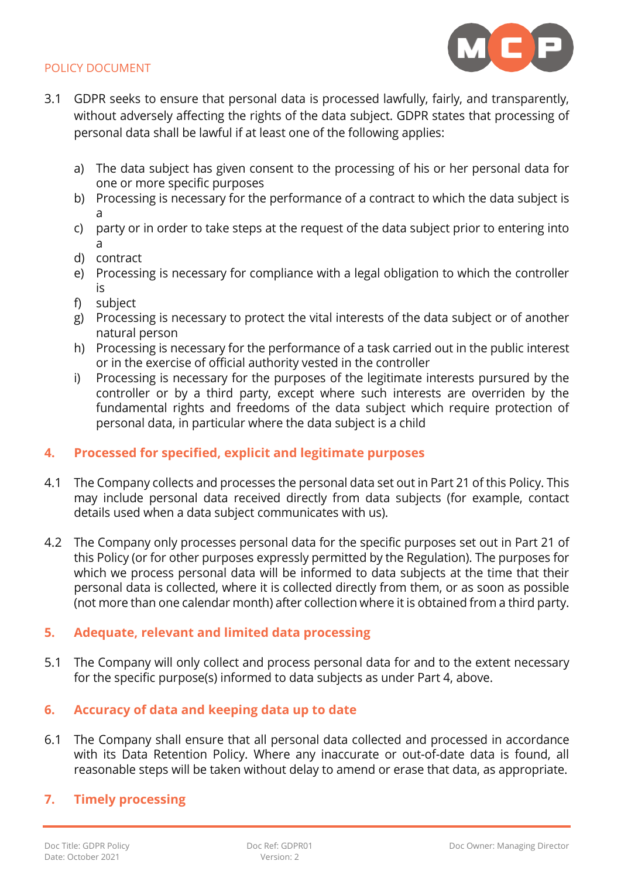3.1 GDPR seeks to ensure that personal data is processed lawfully, fairly, and transparently, without adversely affecting the rights of the data subject. GDPR states that processing of personal data shall be lawful if at least one of the following applies:

a) The data subject has given consent to the processing of his or her personal data for one or more specific purposes
b) Processing is necessary for the performance of a contract to which the data subject is a
c) party or in order to take steps at the request of the data subject prior to entering into a
d) contract
e) Processing is necessary for compliance with a legal obligation to which the controller is
f) subject
g) Processing is necessary to protect the vital interests of the data subject or of another natural person
h) Processing is necessary for the performance of a task carried out in the public interest or in the exercise of official authority vested in the controller
i) Processing is necessary for the purposes of the legitimate interests pursued by the controller or by a third party, except where such interests are overriden by the fundamental rights and freedoms of the data subject which require protection of personal data, in particular where the data subject is a child

## 4. Processed for specified, explicit and legitimate purposes

4.1 The Company collects and processes the personal data set out in Part 21 of this Policy. This may include personal data received directly from data subjects (for example, contact details used when a data subject communicates with us).

4.2 The Company only processes personal data for the specific purposes set out in Part 21 of this Policy (or for other purposes expressly permitted by the Regulation). The purposes for which we process personal data will be informed to data subjects at the time that their personal data is collected, where it is collected directly from them, or as soon as possible (not more than one calendar month) after collection where it is obtained from a third party.

## 5. Adequate, relevant and limited data processing

5.1 The Company will only collect and process personal data for and to the extent necessary for the specific purpose(s) informed to data subjects as under Part 4, above.

## 6. Accuracy of data and keeping data up to date

6.1 The Company shall ensure that all personal data collected and processed in accordance with its Data Retention Policy. Where any inaccurate or out-of-date data is found, all reasonable steps will be taken without delay to amend or erase that data, as appropriate.

## 7. Timely processing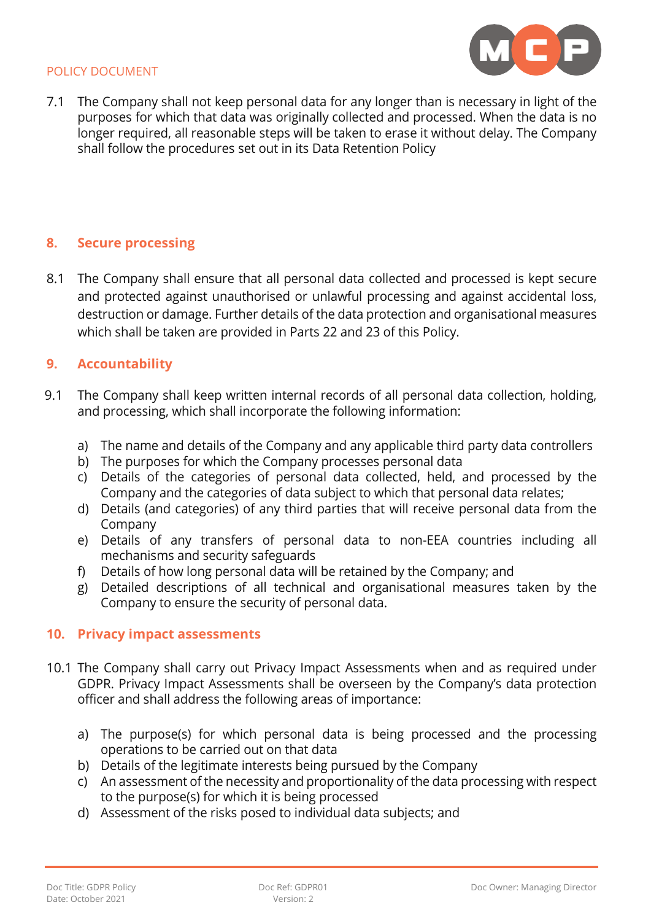7.1 The Company shall not keep personal data for any longer than is necessary in light of the purposes for which that data was originally collected and processed. When the data is no longer required, all reasonable steps will be taken to erase it without delay. The Company shall follow the procedures set out in its Data Retention Policy

## 8. Secure processing

8.1 The Company shall ensure that all personal data collected and processed is kept secure and protected against unauthorised or unlawful processing and against accidental loss, destruction or damage. Further details of the data protection and organisational measures which shall be taken are provided in Parts 22 and 23 of this Policy.

## 9. Accountability

9.1 The Company shall keep written internal records of all personal data collection, holding, and processing, which shall incorporate the following information:

a) The name and details of the Company and any applicable third party data controllers
b) The purposes for which the Company processes personal data
c) Details of the categories of personal data collected, held, and processed by the Company and the categories of data subject to which that personal data relates;
d) Details (and categories) of any third parties that will receive personal data from the Company
e) Details of any transfers of personal data to non-EEA countries including all mechanisms and security safeguards
f) Details of how long personal data will be retained by the Company; and
g) Detailed descriptions of all technical and organisational measures taken by the Company to ensure the security of personal data.

## 10. Privacy impact assessments

10.1 The Company shall carry out Privacy Impact Assessments when and as required under GDPR. Privacy Impact Assessments shall be overseen by the Company's data protection officer and shall address the following areas of importance:

a) The purpose(s) for which personal data is being processed and the processing operations to be carried out on that data
b) Details of the legitimate interests being pursued by the Company
c) An assessment of the necessity and proportionality of the data processing with respect to the purpose(s) for which it is being processed
d) Assessment of the risks posed to individual data subjects; and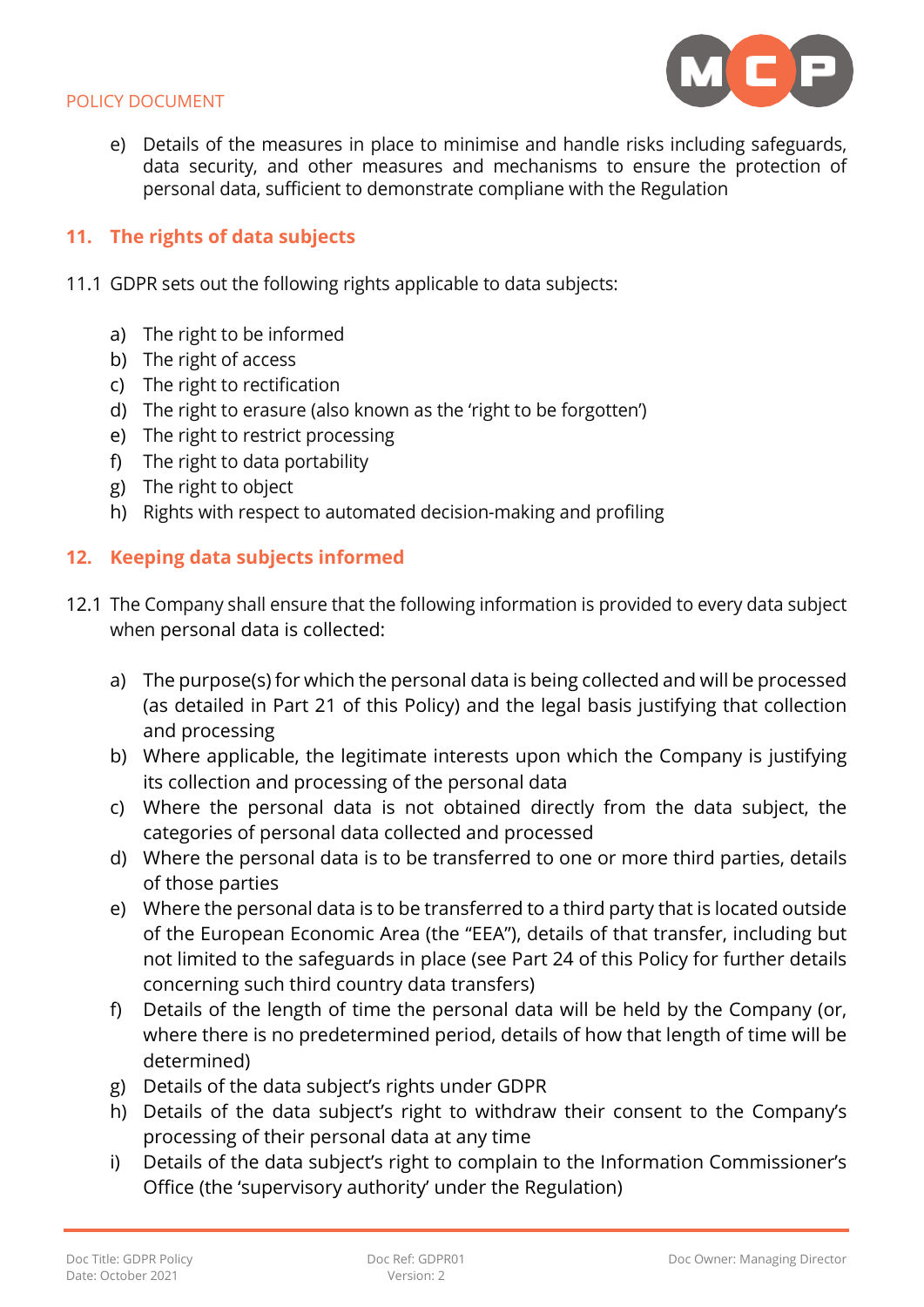e) Details of the measures in place to minimise and handle risks including safeguards, data security, and other measures and mechanisms to ensure the protection of personal data, sufficient to demonstrate compliane with the Regulation

## 11. The rights of data subjects

11.1 GDPR sets out the following rights applicable to data subjects:

a) The right to be informed
b) The right of access
c) The right to rectification
d) The right to erasure (also known as the 'right to be forgotten')
e) The right to restrict processing
f) The right to data portability
g) The right to object
h) Rights with respect to automated decision-making and profiling

## 12. Keeping data subjects informed

12.1 The Company shall ensure that the following information is provided to every data subject when personal data is collected:

a) The purpose(s) for which the personal data is being collected and will be processed (as detailed in Part 21 of this Policy) and the legal basis justifying that collection and processing
b) Where applicable, the legitimate interests upon which the Company is justifying its collection and processing of the personal data
c) Where the personal data is not obtained directly from the data subject, the categories of personal data collected and processed
d) Where the personal data is to be transferred to one or more third parties, details of those parties
e) Where the personal data is to be transferred to a third party that is located outside of the European Economic Area (the "EEA"), details of that transfer, including but not limited to the safeguards in place (see Part 24 of this Policy for further details concerning such third country data transfers)
f) Details of the length of time the personal data will be held by the Company (or, where there is no predetermined period, details of how that length of time will be determined)
g) Details of the data subject's rights under GDPR
h) Details of the data subject's right to withdraw their consent to the Company's processing of their personal data at any time
i) Details of the data subject's right to complain to the Information Commissioner's Office (the 'supervisory authority' under the Regulation)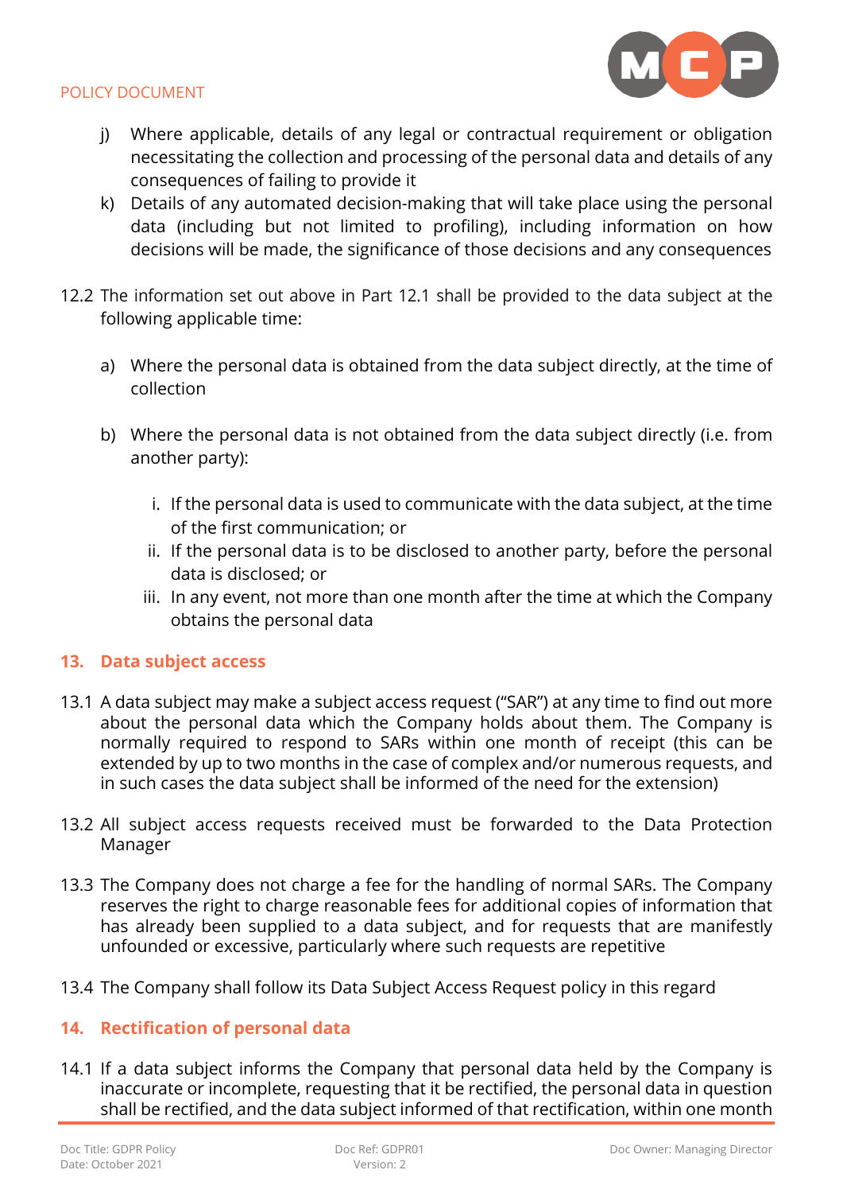j) Where applicable, details of any legal or contractual requirement or obligation necessitating the collection and processing of the personal data and details of any consequences of failing to provide it
k) Details of any automated decision-making that will take place using the personal data (including but not limited to profiling), including information on how decisions will be made, the significance of those decisions and any consequences

12.2 The information set out above in Part 12.1 shall be provided to the data subject at the following applicable time:

a) Where the personal data is obtained from the data subject directly, at the time of collection

b) Where the personal data is not obtained from the data subject directly (i.e. from another party):

   i. If the personal data is used to communicate with the data subject, at the time of the first communication; or
   ii. If the personal data is to be disclosed to another party, before the personal data is disclosed; or
   iii. In any event, not more than one month after the time at which the Company obtains the personal data

## 13. Data subject access

13.1 A data subject may make a subject access request ("SAR") at any time to find out more about the personal data which the Company holds about them. The Company is normally required to respond to SARs within one month of receipt (this can be extended by up to two months in the case of complex and/or numerous requests, and in such cases the data subject shall be informed of the need for the extension)

13.2 All subject access requests received must be forwarded to the Data Protection Manager

13.3 The Company does not charge a fee for the handling of normal SARs. The Company reserves the right to charge reasonable fees for additional copies of information that has already been supplied to a data subject, and for requests that are manifestly unfounded or excessive, particularly where such requests are repetitive

13.4 The Company shall follow its Data Subject Access Request policy in this regard

## 14. Rectification of personal data

14.1 If a data subject informs the Company that personal data held by the Company is inaccurate or incomplete, requesting that it be rectified, the personal data in question shall be rectified, and the data subject informed of that rectification, within one month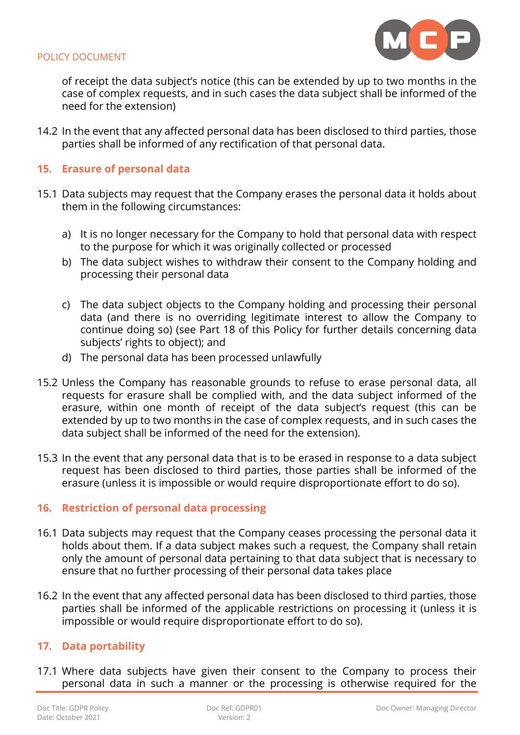of receipt the data subject's notice (this can be extended by up to two months in the case of complex requests, and in such cases the data subject shall be informed of the need for the extension)

14.2 In the event that any affected personal data has been disclosed to third parties, those parties shall be informed of any rectification of that personal data.

## 15. Erasure of personal data

15.1 Data subjects may request that the Company erases the personal data it holds about them in the following circumstances:

a) It is no longer necessary for the Company to hold that personal data with respect to the purpose for which it was originally collected or processed

b) The data subject wishes to withdraw their consent to the Company holding and processing their personal data

c) The data subject objects to the Company holding and processing their personal data (and there is no overriding legitimate interest to allow the Company to continue doing so) (see Part 18 of this Policy for further details concerning data subjects' rights to object); and

d) The personal data has been processed unlawfully

15.2 Unless the Company has reasonable grounds to refuse to erase personal data, all requests for erasure shall be complied with, and the data subject informed of the erasure, within one month of receipt of the data subject's request (this can be extended by up to two months in the case of complex requests, and in such cases the data subject shall be informed of the need for the extension).

15.3 In the event that any personal data that is to be erased in response to a data subject request has been disclosed to third parties, those parties shall be informed of the erasure (unless it is impossible or would require disproportionate effort to do so).

## 16. Restriction of personal data processing

16.1 Data subjects may request that the Company ceases processing the personal data it holds about them. If a data subject makes such a request, the Company shall retain only the amount of personal data pertaining to that data subject that is necessary to ensure that no further processing of their personal data takes place

16.2 In the event that any affected personal data has been disclosed to third parties, those parties shall be informed of the applicable restrictions on processing it (unless it is impossible or would require disproportionate effort to do so).

## 17. Data portability

17.1 Where data subjects have given their consent to the Company to process their personal data in such a manner or the processing is otherwise required for the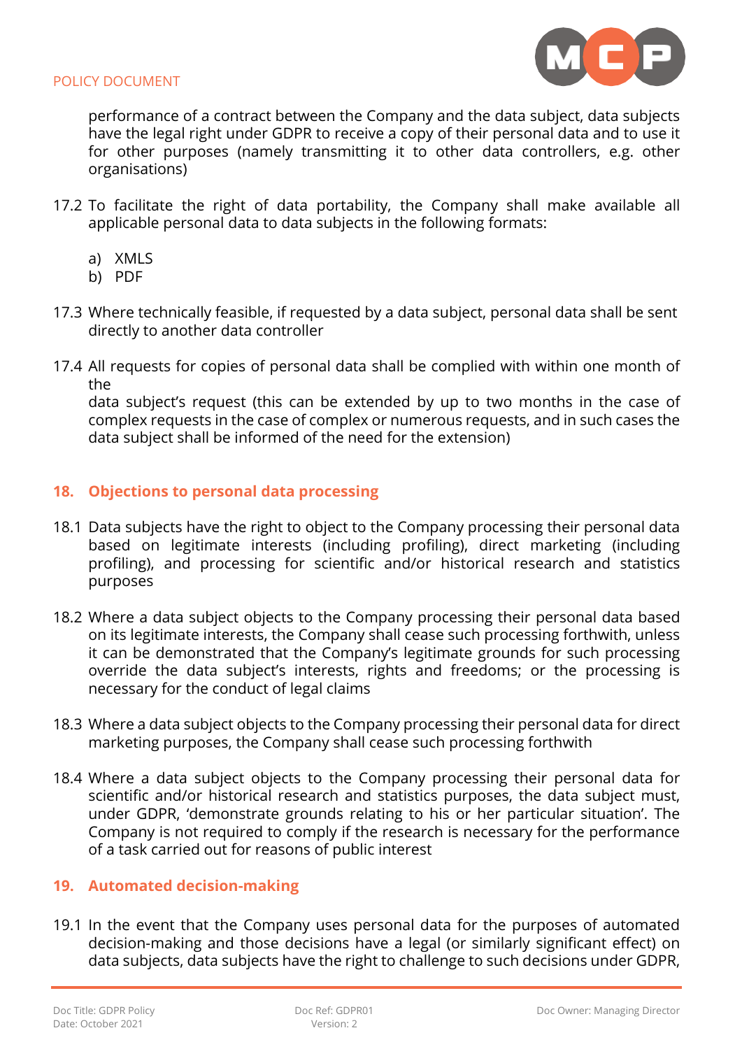performance of a contract between the Company and the data subject, data subjects have the legal right under GDPR to receive a copy of their personal data and to use it for other purposes (namely transmitting it to other data controllers, e.g. other organisations)

17.2 To facilitate the right of data portability, the Company shall make available all applicable personal data to data subjects in the following formats:

a) XMLS
b) PDF

17.3 Where technically feasible, if requested by a data subject, personal data shall be sent directly to another data controller

17.4 All requests for copies of personal data shall be complied with within one month of the
data subject's request (this can be extended by up to two months in the case of complex requests in the case of complex or numerous requests, and in such cases the data subject shall be informed of the need for the extension)

## 18. Objections to personal data processing

18.1 Data subjects have the right to object to the Company processing their personal data based on legitimate interests (including profiling), direct marketing (including profiling), and processing for scientific and/or historical research and statistics purposes

18.2 Where a data subject objects to the Company processing their personal data based on its legitimate interests, the Company shall cease such processing forthwith, unless it can be demonstrated that the Company's legitimate grounds for such processing override the data subject's interests, rights and freedoms; or the processing is necessary for the conduct of legal claims

18.3 Where a data subject objects to the Company processing their personal data for direct marketing purposes, the Company shall cease such processing forthwith

18.4 Where a data subject objects to the Company processing their personal data for scientific and/or historical research and statistics purposes, the data subject must, under GDPR, 'demonstrate grounds relating to his or her particular situation'. The Company is not required to comply if the research is necessary for the performance of a task carried out for reasons of public interest

## 19. Automated decision-making

19.1 In the event that the Company uses personal data for the purposes of automated decision-making and those decisions have a legal (or similarly significant effect) on data subjects, data subjects have the right to challenge to such decisions under GDPR,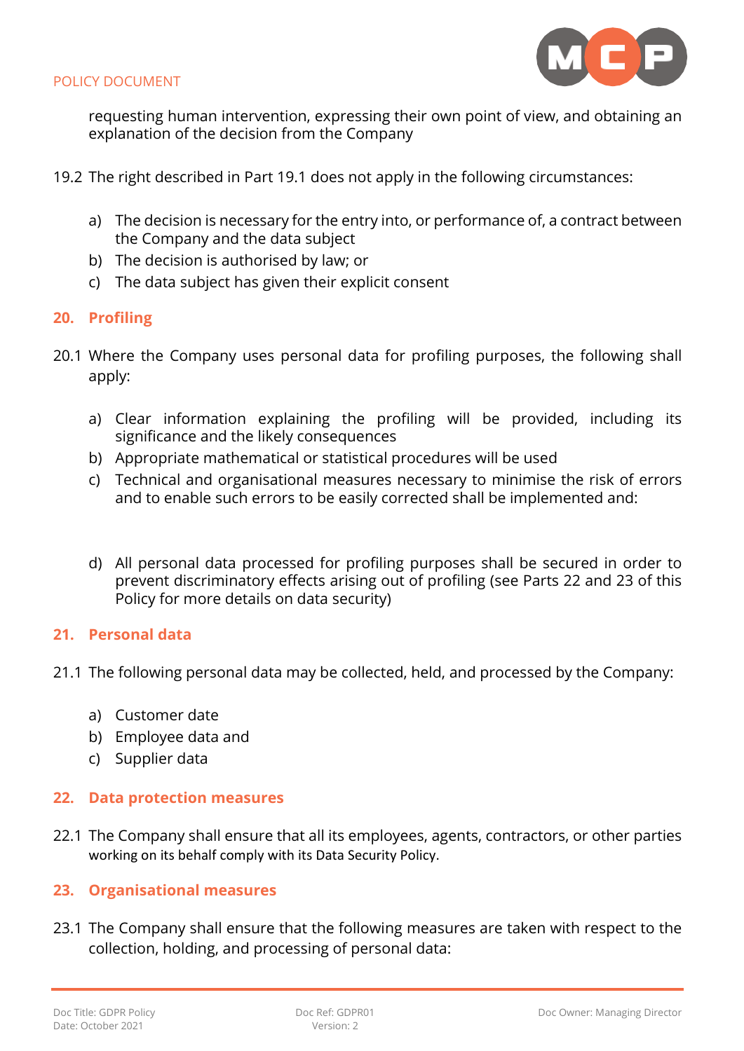requesting human intervention, expressing their own point of view, and obtaining an explanation of the decision from the Company

19.2 The right described in Part 19.1 does not apply in the following circumstances:

a) The decision is necessary for the entry into, or performance of, a contract between the Company and the data subject
b) The decision is authorised by law; or
c) The data subject has given their explicit consent

## 20. Profiling

20.1 Where the Company uses personal data for profiling purposes, the following shall apply:

a) Clear information explaining the profiling will be provided, including its significance and the likely consequences
b) Appropriate mathematical or statistical procedures will be used
c) Technical and organisational measures necessary to minimise the risk of errors and to enable such errors to be easily corrected shall be implemented and:
d) All personal data processed for profiling purposes shall be secured in order to prevent discriminatory effects arising out of profiling (see Parts 22 and 23 of this Policy for more details on data security)

## 21. Personal data

21.1 The following personal data may be collected, held, and processed by the Company:

a) Customer date
b) Employee data and
c) Supplier data

## 22. Data protection measures

22.1 The Company shall ensure that all its employees, agents, contractors, or other parties working on its behalf comply with its Data Security Policy.

## 23. Organisational measures

23.1 The Company shall ensure that the following measures are taken with respect to the collection, holding, and processing of personal data: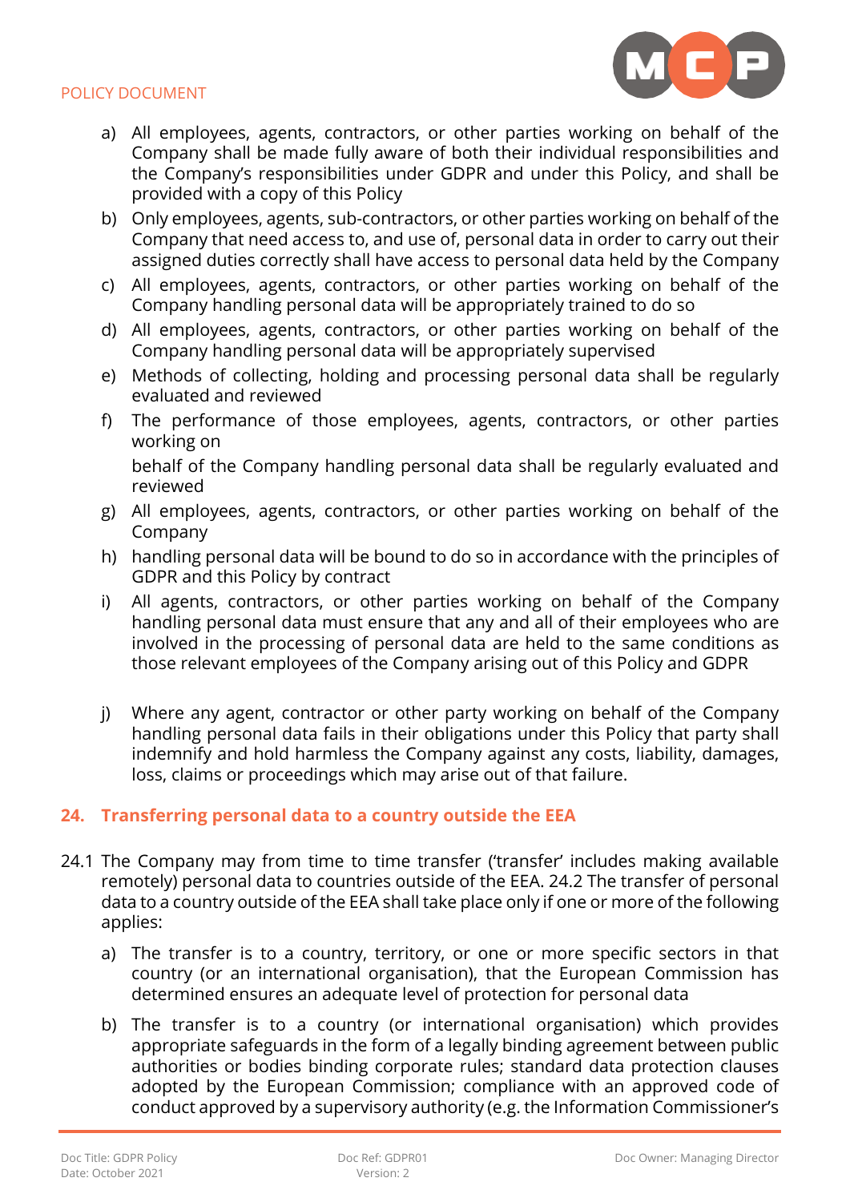a) All employees, agents, contractors, or other parties working on behalf of the Company shall be made fully aware of both their individual responsibilities and the Company's responsibilities under GDPR and under this Policy, and shall be provided with a copy of this Policy
b) Only employees, agents, sub-contractors, or other parties working on behalf of the Company that need access to, and use of, personal data in order to carry out their assigned duties correctly shall have access to personal data held by the Company
c) All employees, agents, contractors, or other parties working on behalf of the Company handling personal data will be appropriately trained to do so
d) All employees, agents, contractors, or other parties working on behalf of the Company handling personal data will be appropriately supervised
e) Methods of collecting, holding and processing personal data shall be regularly evaluated and reviewed
f) The performance of those employees, agents, contractors, or other parties working on

   behalf of the Company handling personal data shall be regularly evaluated and reviewed
g) All employees, agents, contractors, or other parties working on behalf of the Company
h) handling personal data will be bound to do so in accordance with the principles of GDPR and this Policy by contract
i) All agents, contractors, or other parties working on behalf of the Company handling personal data must ensure that any and all of their employees who are involved in the processing of personal data are held to the same conditions as those relevant employees of the Company arising out of this Policy and GDPR
j) Where any agent, contractor or other party working on behalf of the Company handling personal data fails in their obligations under this Policy that party shall indemnify and hold harmless the Company against any costs, liability, damages, loss, claims or proceedings which may arise out of that failure.

## 24. Transferring personal data to a country outside the EEA

24.1 The Company may from time to time transfer ('transfer' includes making available remotely) personal data to countries outside of the EEA. 24.2 The transfer of personal data to a country outside of the EEA shall take place only if one or more of the following applies:

a) The transfer is to a country, territory, or one or more specific sectors in that country (or an international organisation), that the European Commission has determined ensures an adequate level of protection for personal data
b) The transfer is to a country (or international organisation) which provides appropriate safeguards in the form of a legally binding agreement between public authorities or bodies binding corporate rules; standard data protection clauses adopted by the European Commission; compliance with an approved code of conduct approved by a supervisory authority (e.g. the Information Commissioner's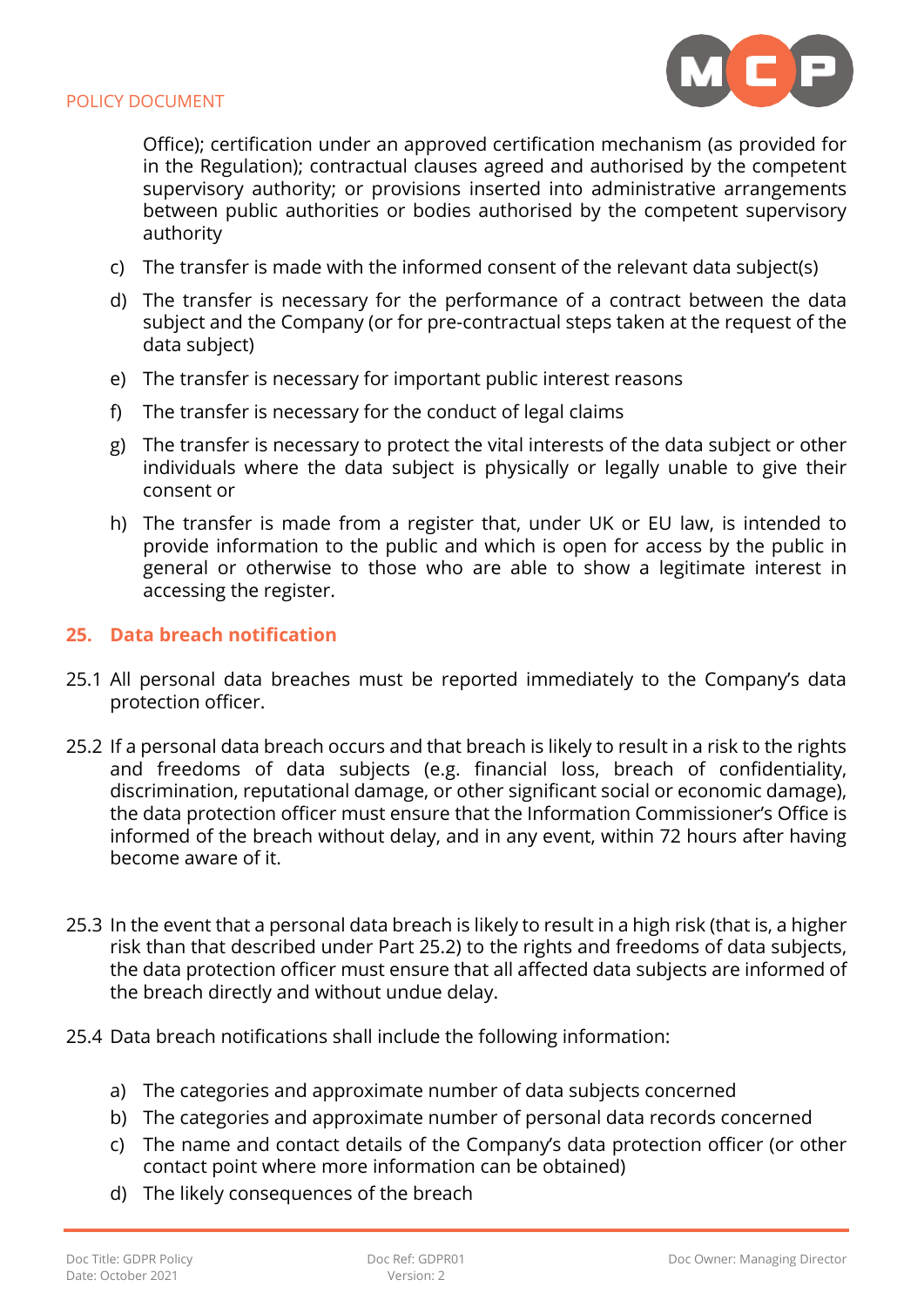Office); certification under an approved certification mechanism (as provided for in the Regulation); contractual clauses agreed and authorised by the competent supervisory authority; or provisions inserted into administrative arrangements between public authorities or bodies authorised by the competent supervisory authority

c) The transfer is made with the informed consent of the relevant data subject(s)

d) The transfer is necessary for the performance of a contract between the data subject and the Company (or for pre-contractual steps taken at the request of the data subject)

e) The transfer is necessary for important public interest reasons

f) The transfer is necessary for the conduct of legal claims

g) The transfer is necessary to protect the vital interests of the data subject or other individuals where the data subject is physically or legally unable to give their consent or

h) The transfer is made from a register that, under UK or EU law, is intended to provide information to the public and which is open for access by the public in general or otherwise to those who are able to show a legitimate interest in accessing the register.

## 25. Data breach notification

25.1 All personal data breaches must be reported immediately to the Company's data protection officer.

25.2 If a personal data breach occurs and that breach is likely to result in a risk to the rights and freedoms of data subjects (e.g. financial loss, breach of confidentiality, discrimination, reputational damage, or other significant social or economic damage), the data protection officer must ensure that the Information Commissioner's Office is informed of the breach without delay, and in any event, within 72 hours after having become aware of it.

25.3 In the event that a personal data breach is likely to result in a high risk (that is, a higher risk than that described under Part 25.2) to the rights and freedoms of data subjects, the data protection officer must ensure that all affected data subjects are informed of the breach directly and without undue delay.

25.4 Data breach notifications shall include the following information:

a) The categories and approximate number of data subjects concerned
b) The categories and approximate number of personal data records concerned
c) The name and contact details of the Company's data protection officer (or other contact point where more information can be obtained)
d) The likely consequences of the breach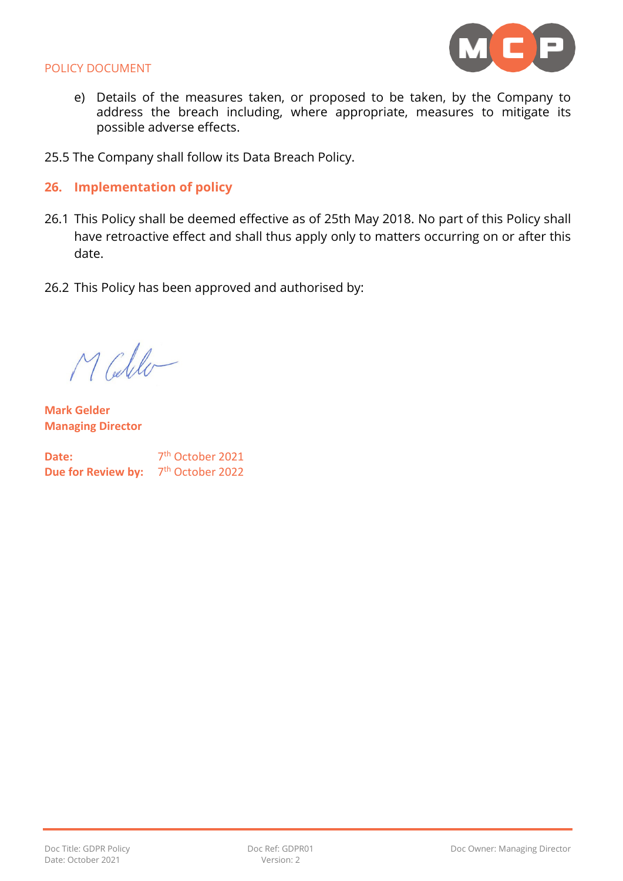e) Details of the measures taken, or proposed to be taken, by the Company to address the breach including, where appropriate, measures to mitigate its possible adverse effects.

25.5 The Company shall follow its Data Breach Policy.

## 26. Implementation of policy

26.1 This Policy shall be deemed effective as of 25th May 2018. No part of this Policy shall have retroactive effect and shall thus apply only to matters occurring on or after this date.

26.2 This Policy has been approved and authorised by:

M Gelder

**Mark Gelder**
**Managing Director**

**Date:** 7th October 2021
**Due for Review by:** 7th October 2022